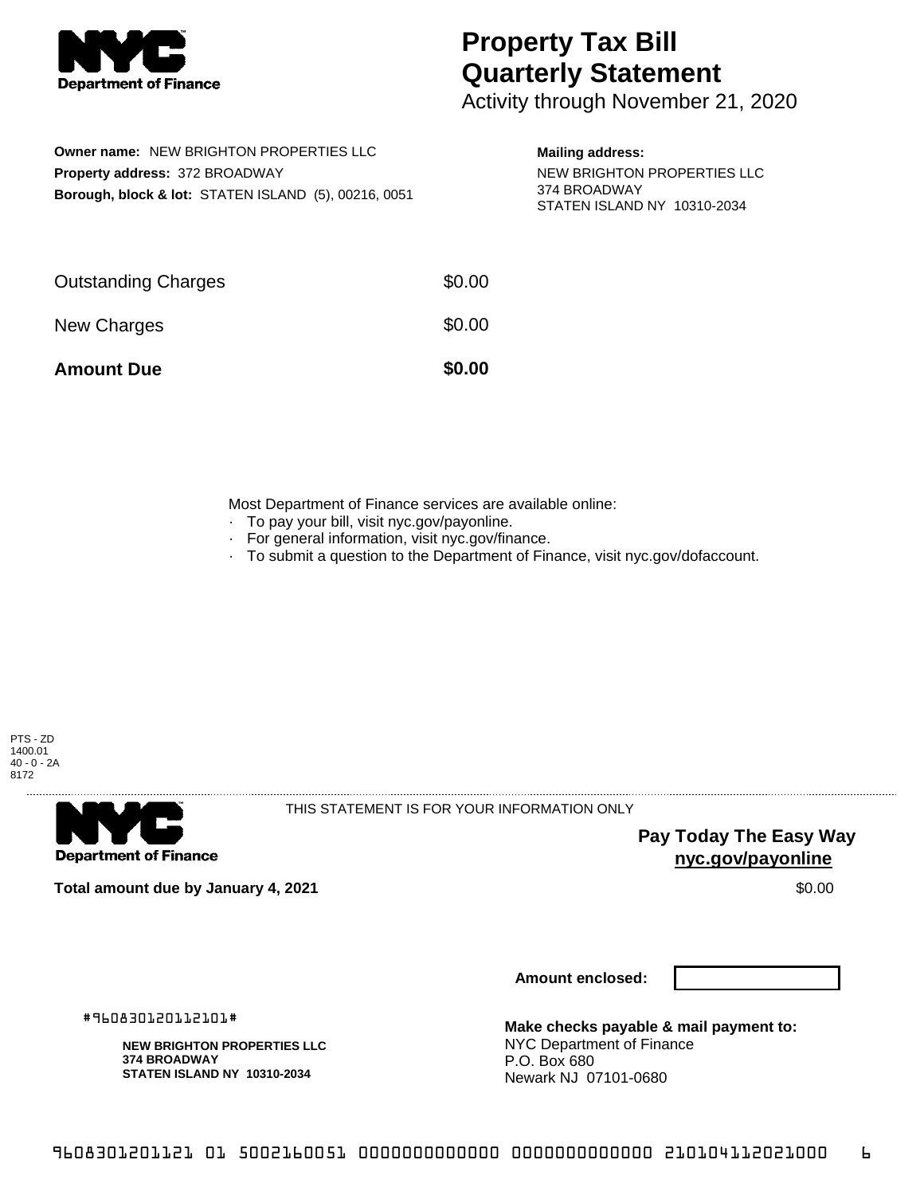# Property Tax Bill Quarterly Statement

Activity through November 21, 2020

**Owner name:** NEW BRIGHTON PROPERTIES LLC
**Property address:** 372 BROADWAY
**Borough, block & lot:** STATEN ISLAND (5), 00216, 0051

**Mailing address:**
NEW BRIGHTON PROPERTIES LLC
374 BROADWAY
STATEN ISLAND NY 10310-2034

| | |
|---|---|
| Outstanding Charges | $0.00 |
| New Charges | $0.00 |
| **Amount Due** | **$0.00** |

Most Department of Finance services are available online:

- To pay your bill, visit nyc.gov/payonline.
- For general information, visit nyc.gov/finance.
- To submit a question to the Department of Finance, visit nyc.gov/dofaccount.

PTS - ZD
1400.01
40 - 0 - 2A
8172

THIS STATEMENT IS FOR YOUR INFORMATION ONLY

**Pay Today The Easy Way**
**nyc.gov/payonline**

**Total amount due by January 4, 2021** $0.00

**Amount enclosed:**

#960830120112101#

**NEW BRIGHTON PROPERTIES LLC**
**374 BROADWAY**
**STATEN ISLAND NY 10310-2034**

**Make checks payable & mail payment to:**
NYC Department of Finance
P.O. Box 680
Newark NJ 07101-0680

960830120112101 01 5002160051 0000000000000 0000000000000 210104112021000 6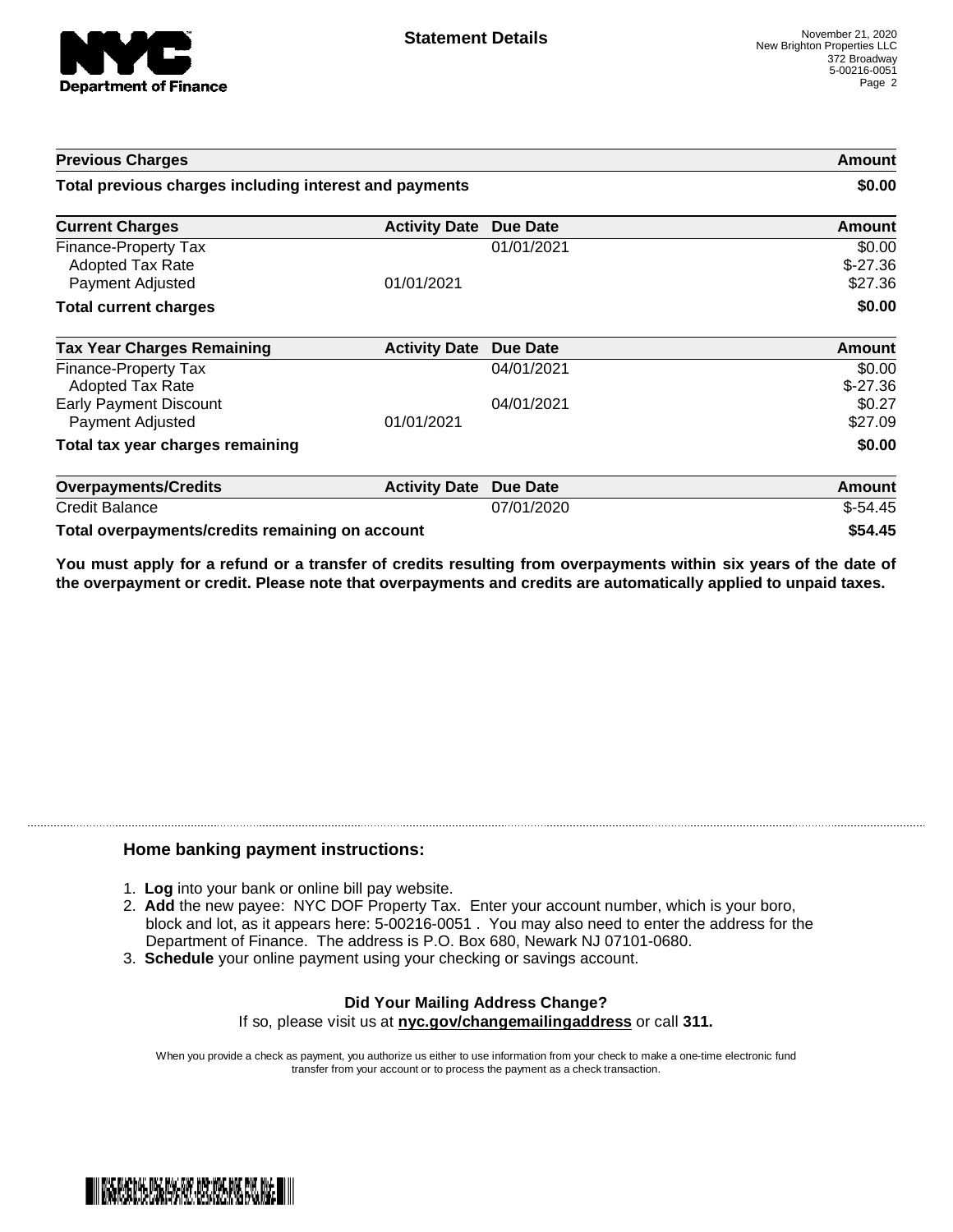**Statement Details**

November 21, 2020
New Brighton Properties LLC
372 Broadway
5-00216-0051

| Previous Charges | | | Amount |
|---|---|---|---|
| **Total previous charges including interest and payments** | | | **$0.00** |

| Current Charges | Activity Date | Due Date | Amount |
|---|---|---|---|
| Finance-Property Tax | | 01/01/2021 | $0.00 |
| Adopted Tax Rate | | | $-27.36 |
| Payment Adjusted | 01/01/2021 | | $27.36 |
| **Total current charges** | | | **$0.00** |

| Tax Year Charges Remaining | Activity Date | Due Date | Amount |
|---|---|---|---|
| Finance-Property Tax | | 04/01/2021 | $0.00 |
| Adopted Tax Rate | | | $-27.36 |
| Early Payment Discount | | 04/01/2021 | $0.27 |
| Payment Adjusted | 01/01/2021 | | $27.09 |
| **Total tax year charges remaining** | | | **$0.00** |

| Overpayments/Credits | Activity Date | Due Date | Amount |
|---|---|---|---|
| Credit Balance | | 07/01/2020 | $-54.45 |
| **Total overpayments/credits remaining on account** | | | **$54.45** |

**You must apply for a refund or a transfer of credits resulting from overpayments within six years of the date of the overpayment or credit. Please note that overpayments and credits are automatically applied to unpaid taxes.**

## Home banking payment instructions:

1. **Log** into your bank or online bill pay website.
2. **Add** the new payee: NYC DOF Property Tax. Enter your account number, which is your boro, block and lot, as it appears here: 5-00216-0051 . You may also need to enter the address for the Department of Finance. The address is P.O. Box 680, Newark NJ 07101-0680.
3. **Schedule** your online payment using your checking or savings account.

**Did Your Mailing Address Change?**

If so, please visit us at **nyc.gov/changemailingaddress** or call **311.**

When you provide a check as payment, you authorize us either to use information from your check to make a one-time electronic fund transfer from your account or to process the payment as a check transaction.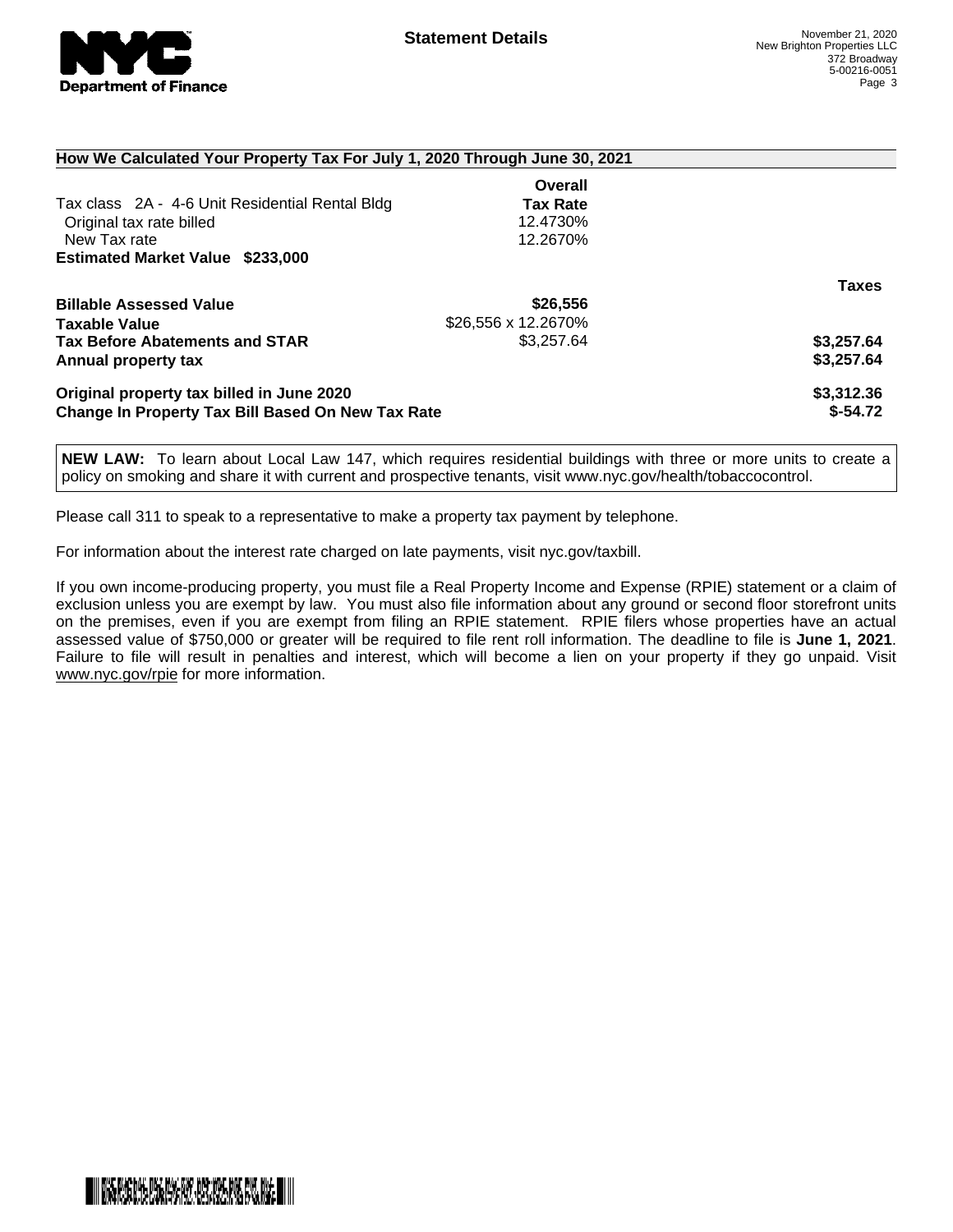## Statement Details

November 21, 2020
New Brighton Properties LLC
372 Broadway
5-00216-0051

### How We Calculated Your Property Tax For July 1, 2020 Through June 30, 2021

| | Overall Tax Rate | |
|---|---|---|
| Tax class 2A - 4-6 Unit Residential Rental Bldg | | |
| Original tax rate billed | 12.4730% | |
| New Tax rate | 12.2670% | |
| **Estimated Market Value $233,000** | | |
| | | **Taxes** |
| **Billable Assessed Value** | **$26,556** | |
| **Taxable Value** | $26,556 x 12.2670% | |
| **Tax Before Abatements and STAR** | $3,257.64 | **$3,257.64** |
| **Annual property tax** | | **$3,257.64** |
| **Original property tax billed in June 2020** | | **$3,312.36** |
| **Change In Property Tax Bill Based On New Tax Rate** | | **$-54.72** |

**NEW LAW:** To learn about Local Law 147, which requires residential buildings with three or more units to create a policy on smoking and share it with current and prospective tenants, visit www.nyc.gov/health/tobaccocontrol.

Please call 311 to speak to a representative to make a property tax payment by telephone.

For information about the interest rate charged on late payments, visit nyc.gov/taxbill.

If you own income-producing property, you must file a Real Property Income and Expense (RPIE) statement or a claim of exclusion unless you are exempt by law. You must also file information about any ground or second floor storefront units on the premises, even if you are exempt from filing an RPIE statement. RPIE filers whose properties have an actual assessed value of $750,000 or greater will be required to file rent roll information. The deadline to file is **June 1, 2021**. Failure to file will result in penalties and interest, which will become a lien on your property if they go unpaid. Visit www.nyc.gov/rpie for more information.